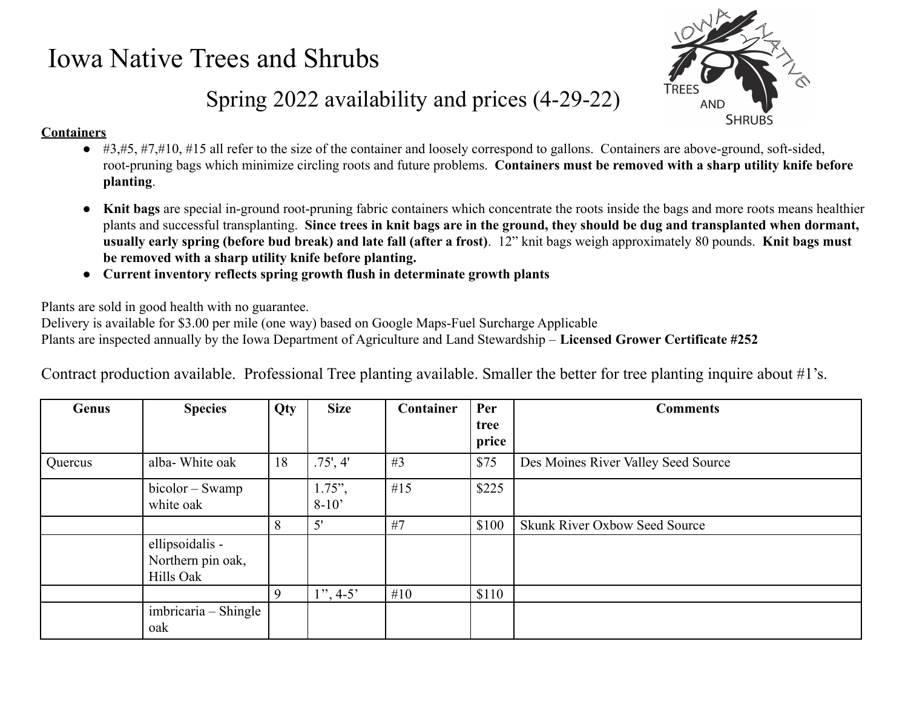# Iowa Native Trees and Shrubs

## Spring 2022 availability and prices (4-29-22)

**Containers**

- #3,#5, #7,#10, #15 all refer to the size of the container and loosely correspond to gallons. Containers are above-ground, soft-sided, root-pruning bags which minimize circling roots and future problems. **Containers must be removed with a sharp utility knife before planting**.

- **Knit bags** are special in-ground root-pruning fabric containers which concentrate the roots inside the bags and more roots means healthier plants and successful transplanting. **Since trees in knit bags are in the ground, they should be dug and transplanted when dormant, usually early spring (before bud break) and late fall (after a frost)**. 12" knit bags weigh approximately 80 pounds. **Knit bags must be removed with a sharp utility knife before planting.**
- **Current inventory reflects spring growth flush in determinate growth plants**

Plants are sold in good health with no guarantee.
Delivery is available for $3.00 per mile (one way) based on Google Maps-Fuel Surcharge Applicable
Plants are inspected annually by the Iowa Department of Agriculture and Land Stewardship – **Licensed Grower Certificate #252**

Contract production available. Professional Tree planting available. Smaller the better for tree planting inquire about #1's.

| Genus | Species | Qty | Size | Container | Per tree price | Comments |
|---|---|---|---|---|---|---|
| Quercus | alba- White oak | 18 | .75', 4' | #3 | $75 | Des Moines River Valley Seed Source |
| | bicolor – Swamp white oak | | 1.75", 8-10' | #15 | $225 | |
| | | 8 | 5' | #7 | $100 | Skunk River Oxbow Seed Source |
| | ellipsoidalis - Northern pin oak, Hills Oak | | | | | |
| | | 9 | 1", 4-5' | #10 | $110 | |
| | imbricaria – Shingle oak | | | | | |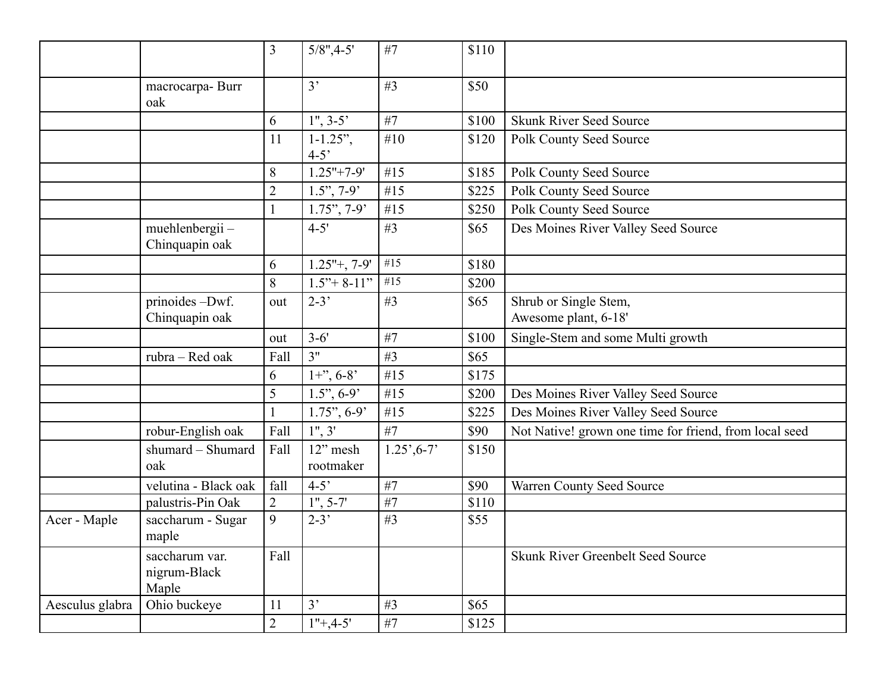| | | | | | | |
|---|---|---|---|---|---|---|
| | | 3 | 5/8",4-5' | #7 | $110 | |
| | macrocarpa- Burr oak | | 3' | #3 | $50 | |
| | | 6 | 1", 3-5' | #7 | $100 | Skunk River Seed Source |
| | | 11 | 1-1.25", 4-5' | #10 | $120 | Polk County Seed Source |
| | | 8 | 1.25"+7-9' | #15 | $185 | Polk County Seed Source |
| | | 2 | 1.5", 7-9' | #15 | $225 | Polk County Seed Source |
| | | 1 | 1.75", 7-9' | #15 | $250 | Polk County Seed Source |
| | muehlenbergii – Chinquapin oak | | 4-5' | #3 | $65 | Des Moines River Valley Seed Source |
| | | 6 | 1.25"+, 7-9' | #15 | $180 | |
| | | 8 | 1.5"+ 8-11" | #15 | $200 | |
| | prinoides –Dwf. Chinquapin oak | out | 2-3' | #3 | $65 | Shrub or Single Stem, Awesome plant, 6-18' |
| | | out | 3-6' | #7 | $100 | Single-Stem and some Multi growth |
| | rubra – Red oak | Fall | 3" | #3 | $65 | |
| | | 6 | 1+", 6-8' | #15 | $175 | |
| | | 5 | 1.5", 6-9' | #15 | $200 | Des Moines River Valley Seed Source |
| | | 1 | 1.75", 6-9' | #15 | $225 | Des Moines River Valley Seed Source |
| | robur-English oak | Fall | 1", 3' | #7 | $90 | Not Native! grown one time for friend, from local seed |
| | shumard – Shumard oak | Fall | 12" mesh rootmaker | 1.25',6-7' | $150 | |
| | velutina - Black oak | fall | 4-5' | #7 | $90 | Warren County Seed Source |
| | palustris-Pin Oak | 2 | 1", 5-7' | #7 | $110 | |
| Acer - Maple | saccharum - Sugar maple | 9 | 2-3' | #3 | $55 | |
| | saccharum var. nigrum-Black Maple | Fall | | | | Skunk River Greenbelt Seed Source |
| Aesculus glabra | Ohio buckeye | 11 | 3' | #3 | $65 | |
| | | 2 | 1"+,4-5' | #7 | $125 | |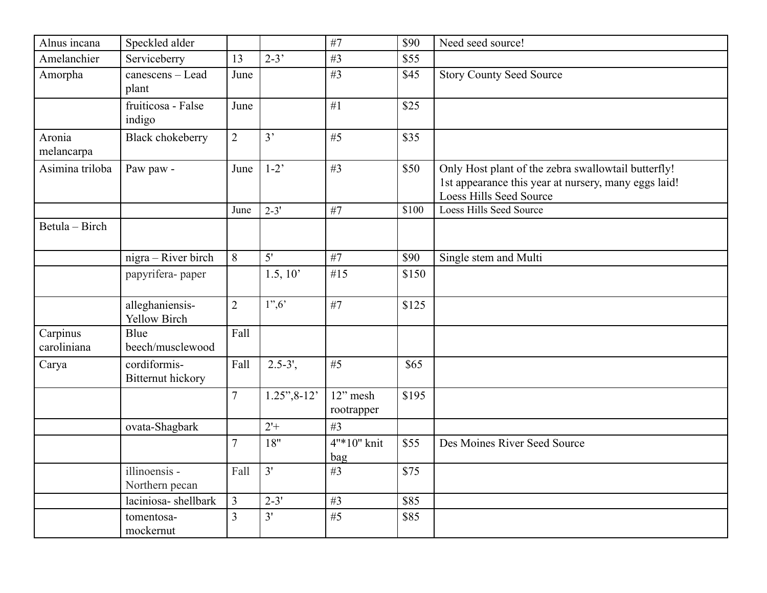| Alnus incana | Speckled alder | | | #7 | $90 | Need seed source! |
|---|---|---|---|---|---|---|
| Amelanchier | Serviceberry | 13 | 2-3’ | #3 | $55 | |
| Amorpha | canescens – Lead plant | June | | #3 | $45 | Story County Seed Source |
| | fruiticosa - False indigo | June | | #1 | $25 | |
| Aronia melancarpa | Black chokeberry | 2 | 3’ | #5 | $35 | |
| Asimina triloba | Paw paw - | June | 1-2’ | #3 | $50 | Only Host plant of the zebra swallowtail butterfly!<br>1st appearance this year at nursery, many eggs laid!<br>Loess Hills Seed Source |
| | | June | 2-3' | #7 | $100 | Loess Hills Seed Source |
| Betula – Birch | | | | | | |
| | nigra – River birch | 8 | 5' | #7 | $90 | Single stem and Multi |
| | papyrifera- paper | | 1.5, 10’ | #15 | $150 | |
| | alleghaniensis- Yellow Birch | 2 | 1”,6’ | #7 | $125 | |
| Carpinus caroliniana | Blue beech/musclewood | Fall | | | | |
| Carya | cordiformis- Bitternut hickory | Fall | 2.5-3', | #5 | $65 | |
| | | 7 | 1.25”,8-12’ | 12” mesh rootrapper | $195 | |
| | ovata-Shagbark | | 2'+ | #3 | | |
| | | 7 | 18" | 4"*10" knit bag | $55 | Des Moines River Seed Source |
| | illinoensis - Northern pecan | Fall | 3' | #3 | $75 | |
| | laciniosa- shellbark | 3 | 2-3' | #3 | $85 | |
| | tomentosa- mockernut | 3 | 3' | #5 | $85 | |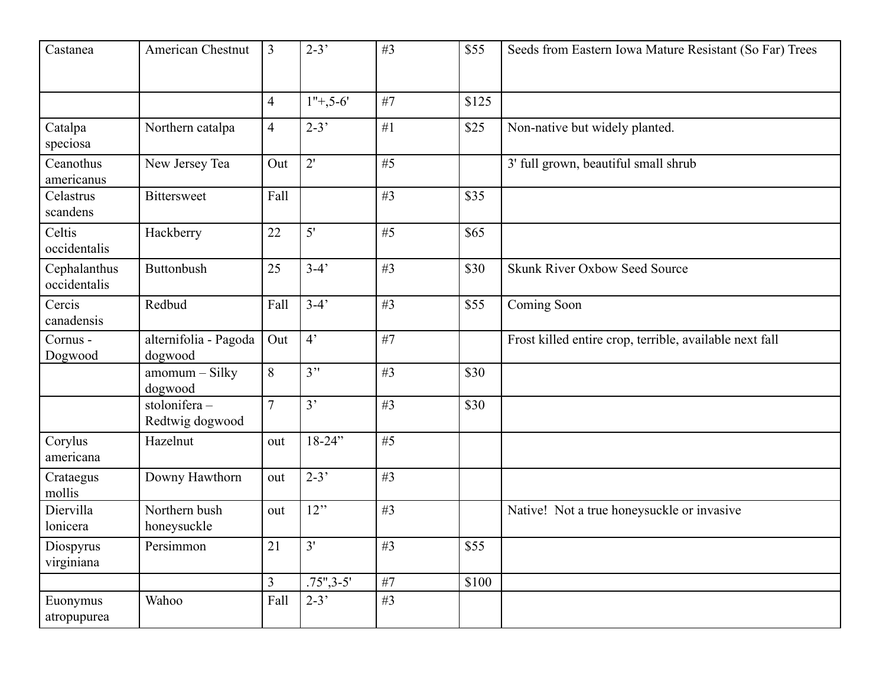| Castanea | American Chestnut | 3 | 2-3’ | #3 | $55 | Seeds from Eastern Iowa Mature Resistant (So Far) Trees |
|---|---|---|---|---|---|---|
| | | 4 | 1"+,5-6' | #7 | $125 | |
| Catalpa speciosa | Northern catalpa | 4 | 2-3’ | #1 | $25 | Non-native but widely planted. |
| Ceanothus americanus | New Jersey Tea | Out | 2' | #5 | | 3' full grown, beautiful small shrub |
| Celastrus scandens | Bittersweet | Fall | | #3 | $35 | |
| Celtis occidentalis | Hackberry | 22 | 5' | #5 | $65 | |
| Cephalanthus occidentalis | Buttonbush | 25 | 3-4’ | #3 | $30 | Skunk River Oxbow Seed Source |
| Cercis canadensis | Redbud | Fall | 3-4’ | #3 | $55 | Coming Soon |
| Cornus - Dogwood | alternifolia - Pagoda dogwood | Out | 4’ | #7 | | Frost killed entire crop, terrible, available next fall |
| | amomum – Silky dogwood | 8 | 3’' | #3 | $30 | |
| | stolonifera – Redtwig dogwood | 7 | 3’ | #3 | $30 | |
| Corylus americana | Hazelnut | out | 18-24” | #5 | | |
| Crataegus mollis | Downy Hawthorn | out | 2-3’ | #3 | | |
| Diervilla lonicera | Northern bush honeysuckle | out | 12” | #3 | | Native!  Not a true honeysuckle or invasive |
| Diospyrus virginiana | Persimmon | 21 | 3' | #3 | $55 | |
| | | 3 | .75",3-5' | #7 | $100 | |
| Euonymus atropupurea | Wahoo | Fall | 2-3’ | #3 | | |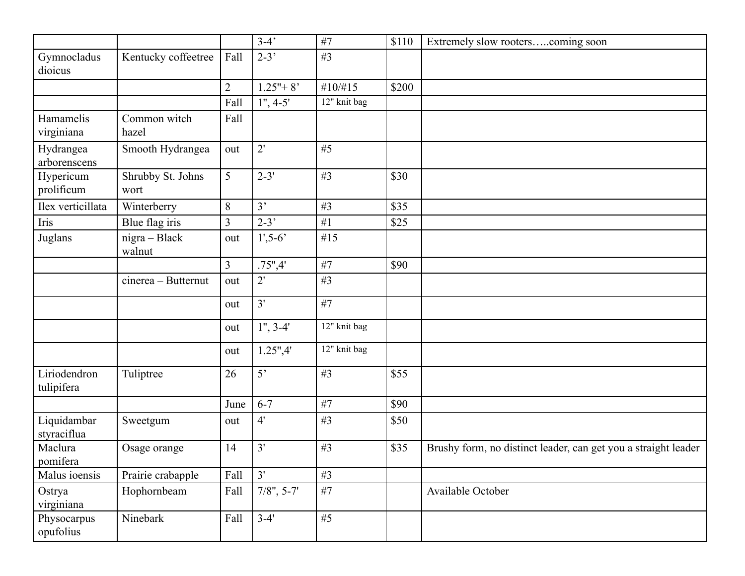| | | | 3-4’ | #7 | $110 | Extremely slow rooters…..coming soon |
|---|---|---|---|---|---|---|
| Gymnocladus dioicus | Kentucky coffeetree | Fall | 2-3’ | #3 | | |
| | | 2 | 1.25"+ 8’ | #10/#15 | $200 | |
| | | Fall | 1", 4-5' | 12" knit bag | | |
| Hamamelis virginiana | Common witch hazel | Fall | | | | |
| Hydrangea arborenscens | Smooth Hydrangea | out | 2' | #5 | | |
| Hypericum prolificum | Shrubby St. Johns wort | 5 | 2-3' | #3 | $30 | |
| Ilex verticillata | Winterberry | 8 | 3’ | #3 | $35 | |
| Iris | Blue flag iris | 3 | 2-3’ | #1 | $25 | |
| Juglans | nigra – Black walnut | out | 1',5-6’ | #15 | | |
| | | 3 | .75",4' | #7 | $90 | |
| | cinerea – Butternut | out | 2' | #3 | | |
| | | out | 3' | #7 | | |
| | | out | 1", 3-4' | 12" knit bag | | |
| | | out | 1.25",4' | 12" knit bag | | |
| Liriodendron tulipifera | Tuliptree | 26 | 5’ | #3 | $55 | |
| | | June | 6-7 | #7 | $90 | |
| Liquidambar styraciflua | Sweetgum | out | 4' | #3 | $50 | |
| Maclura pomifera | Osage orange | 14 | 3' | #3 | $35 | Brushy form, no distinct leader, can get you a straight leader |
| Malus ioensis | Prairie crabapple | Fall | 3' | #3 | | |
| Ostrya virginiana | Hophornbeam | Fall | 7/8", 5-7' | #7 | | Available October |
| Physocarpus opufolius | Ninebark | Fall | 3-4' | #5 | | |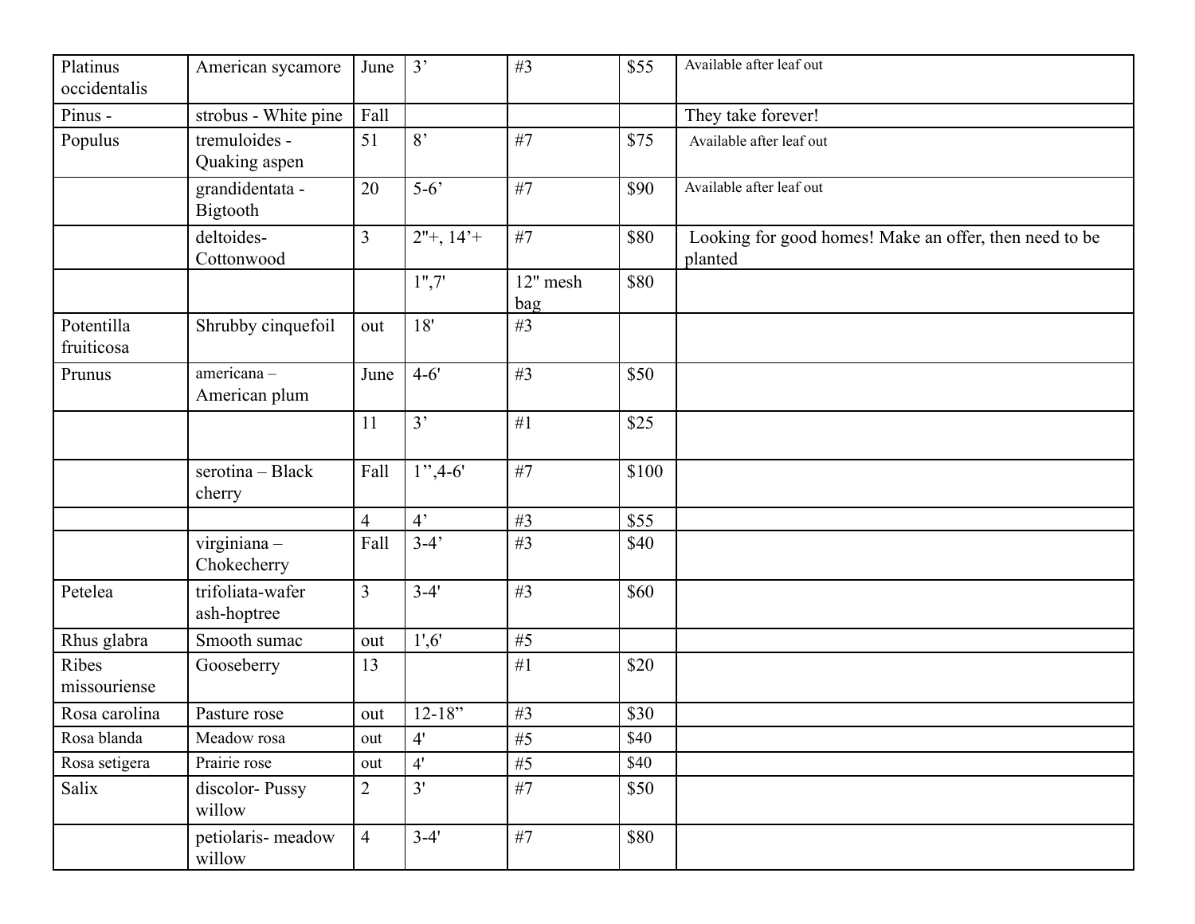| | | | | | | |
|---|---|---|---|---|---|---|
| Platinus occidentalis | American sycamore | June | 3’ | #3 | $55 | Available after leaf out |
| Pinus - | strobus - White pine | Fall | | | | They take forever! |
| Populus | tremuloides - Quaking aspen | 51 | 8’ | #7 | $75 | Available after leaf out |
| | grandidentata - Bigtooth | 20 | 5-6’ | #7 | $90 | Available after leaf out |
| | deltoides- Cottonwood | 3 | 2"+, 14’+ | #7 | $80 | Looking for good homes! Make an offer, then need to be planted |
| | | | 1",7' | 12" mesh bag | $80 | |
| Potentilla fruiticosa | Shrubby cinquefoil | out | 18' | #3 | | |
| Prunus | americana – American plum | June | 4-6' | #3 | $50 | |
| | | 11 | 3’ | #1 | $25 | |
| | serotina – Black cherry | Fall | 1”,4-6' | #7 | $100 | |
| | | 4 | 4’ | #3 | $55 | |
| | virginiana – Chokecherry | Fall | 3-4’ | #3 | $40 | |
| Petelea | trifoliata-wafer ash-hoptree | 3 | 3-4' | #3 | $60 | |
| Rhus glabra | Smooth sumac | out | 1',6' | #5 | | |
| Ribes missouriense | Gooseberry | 13 | | #1 | $20 | |
| Rosa carolina | Pasture rose | out | 12-18” | #3 | $30 | |
| Rosa blanda | Meadow rosa | out | 4' | #5 | $40 | |
| Rosa setigera | Prairie rose | out | 4' | #5 | $40 | |
| Salix | discolor- Pussy willow | 2 | 3' | #7 | $50 | |
| | petiolaris- meadow willow | 4 | 3-4' | #7 | $80 | |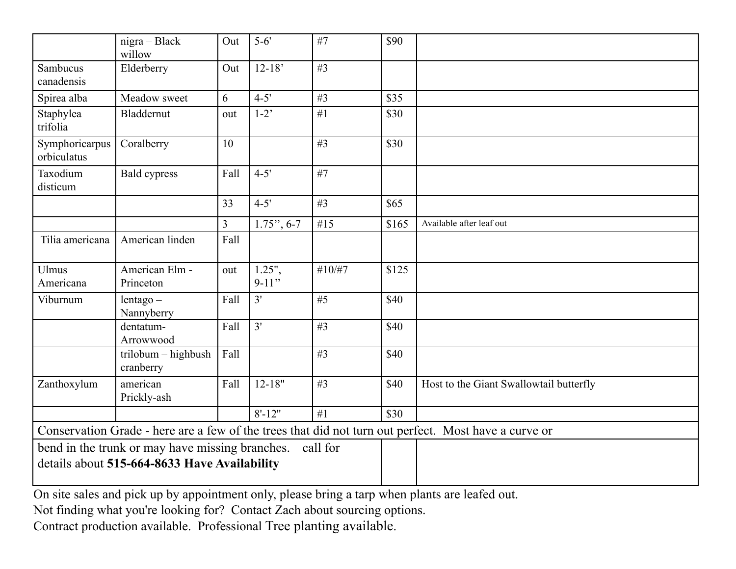| | | | | | | |
|---|---|---|---|---|---|---|
| | nigra – Black willow | Out | 5-6' | #7 | $90 | |
| Sambucus canadensis | Elderberry | Out | 12-18' | #3 | | |
| Spirea alba | Meadow sweet | 6 | 4-5' | #3 | $35 | |
| Staphylea trifolia | Bladdernut | out | 1-2' | #1 | $30 | |
| Symphoricarpus orbiculatus | Coralberry | 10 | | #3 | $30 | |
| Taxodium disticum | Bald cypress | Fall | 4-5' | #7 | | |
| | | 33 | 4-5' | #3 | $65 | |
| | | 3 | 1.75", 6-7 | #15 | $165 | Available after leaf out |
| Tilia americana | American linden | Fall | | | | |
| Ulmus Americana | American Elm - Princeton | out | 1.25", 9-11" | #10/#7 | $125 | |
| Viburnum | lentago – Nannyberry | Fall | 3' | #5 | $40 | |
| | dentatum- Arrowwood | Fall | 3' | #3 | $40 | |
| | trilobum – highbush cranberry | Fall | | #3 | $40 | |
| Zanthoxylum | american Prickly-ash | Fall | 12-18" | #3 | $40 | Host to the Giant Swallowtail butterfly |
| | | | 8'-12" | #1 | $30 | |
| Conservation Grade - here are a few of the trees that did not turn out perfect. Most have a curve or | | | | | | |
| bend in the trunk or may have missing branches. call for details about **515-664-8633 Have Availability** | | | | | | |

On site sales and pick up by appointment only, please bring a tarp when plants are leafed out.
Not finding what you're looking for? Contact Zach about sourcing options.
Contract production available. Professional Tree planting available.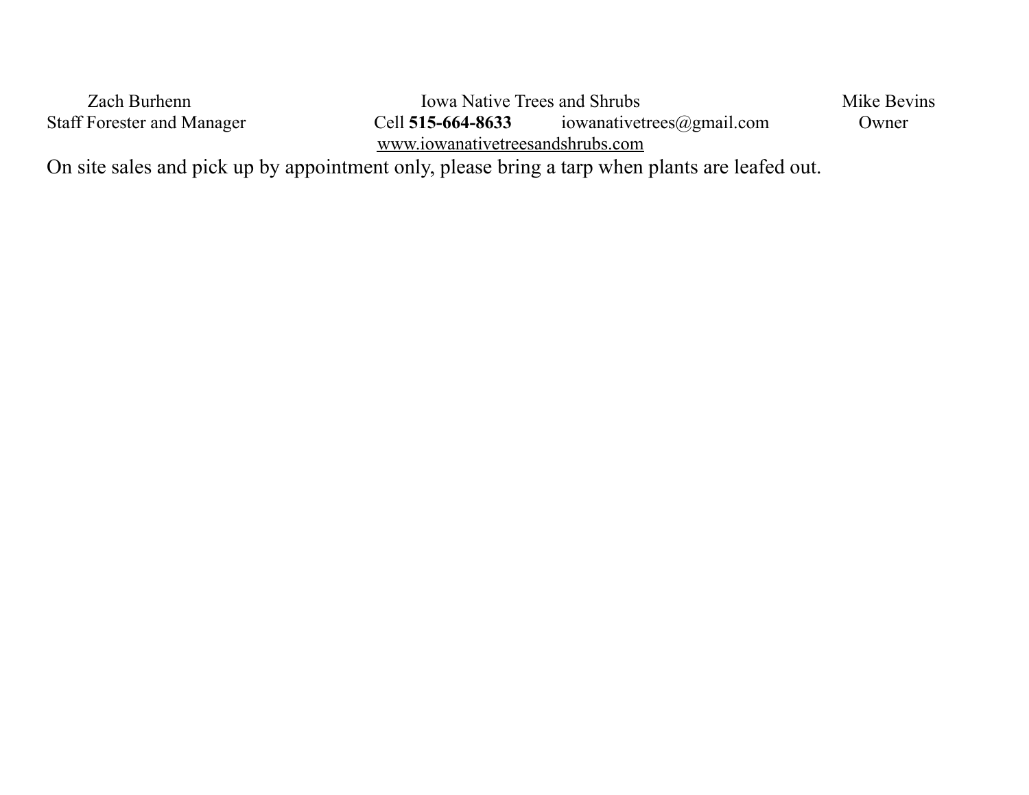Zach Burhenn
Staff Forester and Manager

Iowa Native Trees and Shrubs
Cell **515-664-8633** iowanativetrees@gmail.com
www.iowanativetreesandshrubs.com

Mike Bevins
Owner

On site sales and pick up by appointment only, please bring a tarp when plants are leafed out.